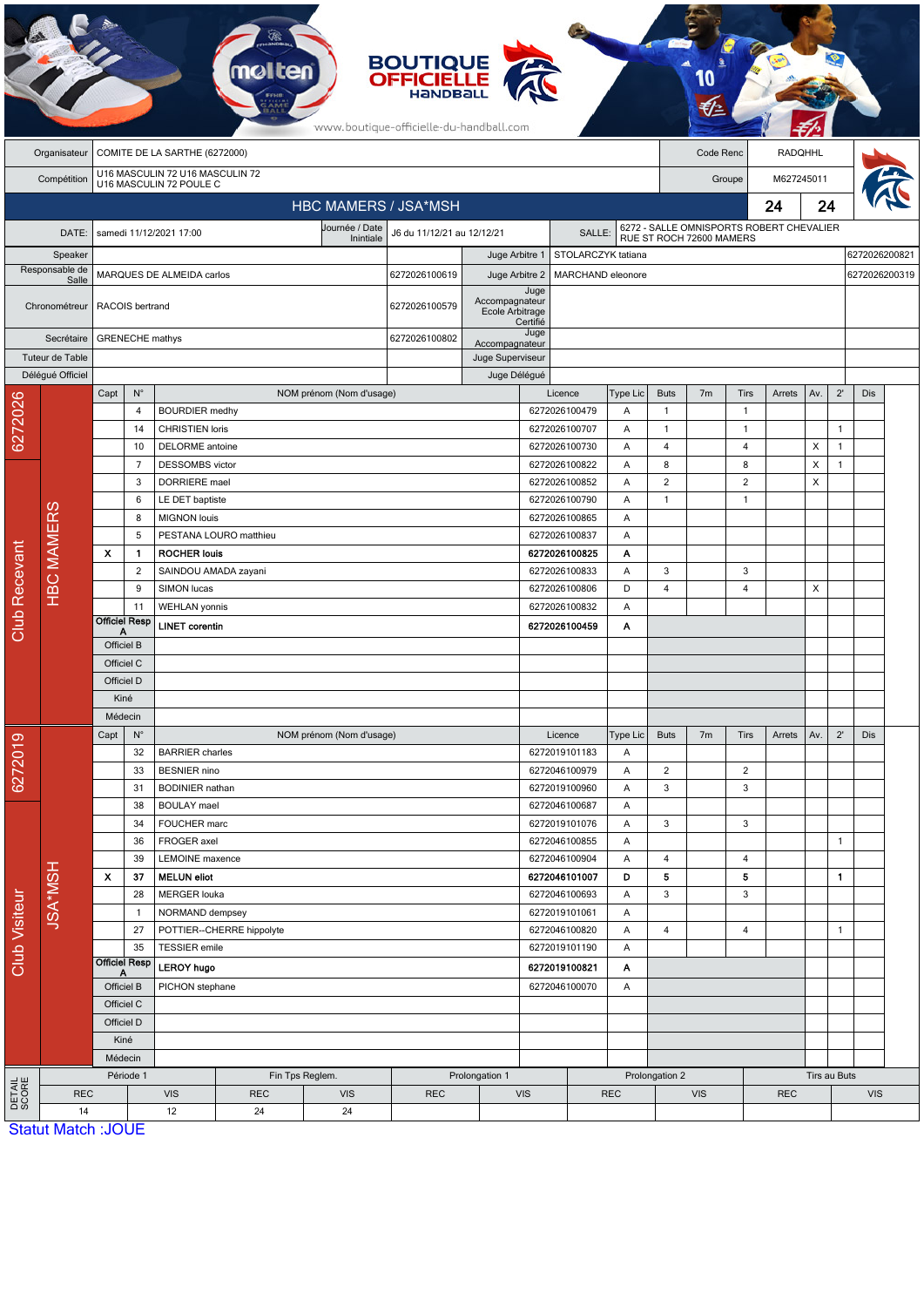# BOUTIQUE OFFICIELLE HANDBALL

www.boutique-officielle-du-handball.com

| | | | |
|---|---|---|---|
| Organisateur | COMITE DE LA SARTHE (6272000) | Code Renc | RADQHHL |
| Compétition | U16 MASCULIN 72 U16 MASCULIN 72<br>U16 MASCULIN 72 POULE C | Groupe | M627245011 |

## HBC MAMERS / JSA*MSH — 24 — 24

| | | | | | |
|---|---|---|---|---|---|
| DATE: | samedi 11/12/2021 17:00 | Journée / Date Intiniale | J6 du 11/12/21 au 12/12/21 | SALLE: | 6272 - SALLE OMNISPORTS ROBERT CHEVALIER RUE ST ROCH 72600 MAMERS |

| Rôle | Nom | Licence | Rôle | Nom | Licence |
|---|---|---|---|---|---|
| Speaker | | | Juge Arbitre 1 | STOLARCZYK tatiana | 6272026200821 |
| Responsable de Salle | MARQUES DE ALMEIDA carlos | 6272026100619 | Juge Arbitre 2 | MARCHAND eleonore | 6272026200319 |
| Chronométreur | RACOIS bertrand | 6272026100579 | Juge Accompagnateur Ecole Arbitrage Certifié | | |
| Secrétaire | GRENECHE mathys | 6272026100802 | Juge Accompagnateur | | |
| Tuteur de Table | | | Juge Superviseur | | |
| Délégué Officiel | | | Juge Délégué | | |

### Club Recevant — 6272026 — HBC MAMERS

| Capt | N° | NOM prénom (Nom d'usage) | Licence | Type Lic | Buts | 7m | Tirs | Arrets | Av. | 2' | Dis |
|---|---|---|---|---|---|---|---|---|---|---|---|
| | 4 | BOURDIER medhy | 6272026100479 | A | 1 | | 1 | | | | |
| | 14 | CHRISTIEN loris | 6272026100707 | A | 1 | | 1 | | | 1 | |
| | 10 | DELORME antoine | 6272026100730 | A | 4 | | 4 | | X | 1 | |
| | 7 | DESSOMBS victor | 6272026100822 | A | 8 | | 8 | | X | 1 | |
| | 3 | DORRIERE mael | 6272026100852 | A | 2 | | 2 | | X | | |
| | 6 | LE DET baptiste | 6272026100790 | A | 1 | | 1 | | | | |
| | 8 | MIGNON louis | 6272026100865 | A | | | | | | | |
| | 5 | PESTANA LOURO matthieu | 6272026100837 | A | | | | | | | |
| **X** | **1** | **ROCHER louis** | **6272026100825** | **A** | | | | | | | |
| | 2 | SAINDOU AMADA zayani | 6272026100833 | A | 3 | | 3 | | | | |
| | 9 | SIMON lucas | 6272026100806 | D | 4 | | 4 | | X | | |
| | 11 | WEHLAN yonnis | 6272026100832 | A | | | | | | | |
| Officiel Resp A | | **LINET corentin** | **6272026100459** | **A** | | | | | | | |
| Officiel B | | | | | | | | | | | |
| Officiel C | | | | | | | | | | | |
| Officiel D | | | | | | | | | | | |
| Kiné | | | | | | | | | | | |
| Médecin | | | | | | | | | | | |

### Club Visiteur — 6272019 — JSA*MSH

| Capt | N° | NOM prénom (Nom d'usage) | Licence | Type Lic | Buts | 7m | Tirs | Arrets | Av. | 2' | Dis |
|---|---|---|---|---|---|---|---|---|---|---|---|
| | 32 | BARRIER charles | 6272019101183 | A | | | | | | | |
| | 33 | BESNIER nino | 6272046100979 | A | 2 | | 2 | | | | |
| | 31 | BODINIER nathan | 6272019100960 | A | 3 | | 3 | | | | |
| | 38 | BOULAY mael | 6272046100687 | A | | | | | | | |
| | 34 | FOUCHER marc | 6272019101076 | A | 3 | | 3 | | | | |
| | 36 | FROGER axel | 6272046100855 | A | | | | | | 1 | |
| | 39 | LEMOINE maxence | 6272046100904 | A | 4 | | 4 | | | | |
| **X** | **37** | **MELUN eliot** | **6272046101007** | **D** | **5** | | **5** | | | **1** | |
| | 28 | MERGER louka | 6272046100693 | A | 3 | | 3 | | | | |
| | 1 | NORMAND dempsey | 6272019101061 | A | | | | | | | |
| | 27 | POTTIER--CHERRE hippolyte | 6272046100820 | A | 4 | | 4 | | | 1 | |
| | 35 | TESSIER emile | 6272019101190 | A | | | | | | | |
| Officiel Resp A | | **LEROY hugo** | **6272019100821** | **A** | | | | | | | |
| Officiel B | | PICHON stephane | 6272046100070 | A | | | | | | | |
| Officiel C | | | | | | | | | | | |
| Officiel D | | | | | | | | | | | |
| Kiné | | | | | | | | | | | |
| Médecin | | | | | | | | | | | |

### DETAIL SCORE

| Période 1 | | Fin Tps Reglem. | | Prolongation 1 | | Prolongation 2 | | Tirs au Buts | |
|---|---|---|---|---|---|---|---|---|---|
| REC | VIS | REC | VIS | REC | VIS | REC | VIS | REC | VIS |
| 14 | 12 | 24 | 24 | | | | | | |

Statut Match :JOUE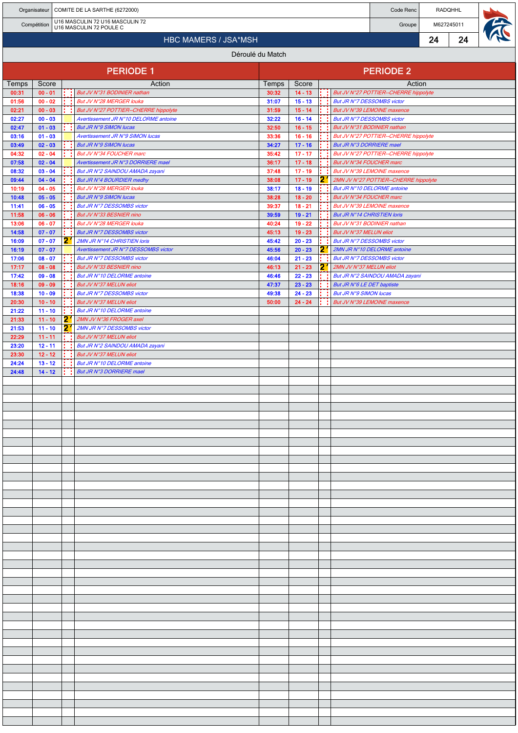| Organisateur | COMITE DE LA SARTHE (6272000) | Code Renc | RADQHHL |
|---|---|---|---|
| Compétition | U16 MASCULIN 72 U16 MASCULIN 72 U16 MASCULIN 72 POULE C | Groupe | M627245011 |

## HBC MAMERS / JSA*MSH — 24 – 24

### Déroulé du Match

| PERIODE 1 | | | | PERIODE 2 | | | |
|---|---|---|---|---|---|---|---|
| Temps | Score | | Action | Temps | Score | | Action |
| 00:31 | 00 - 01 | | But JV N°31 BODINIER nathan | 30:32 | 14 - 13 | | But JV N°27 POTTIER--CHERRE hippolyte |
| 01:56 | 00 - 02 | | But JV N°28 MERGER louka | 31:07 | 15 - 13 | | But JR N°7 DESSOMBS victor |
| 02:21 | 00 - 03 | | But JV N°27 POTTIER--CHERRE hippolyte | 31:59 | 15 - 14 | | But JV N°39 LEMOINE maxence |
| 02:27 | 00 - 03 | | Avertissement JR N°10 DELORME antoine | 32:22 | 16 - 14 | | But JR N°7 DESSOMBS victor |
| 02:47 | 01 - 03 | | But JR N°9 SIMON lucas | 32:50 | 16 - 15 | | But JV N°31 BODINIER nathan |
| 03:16 | 01 - 03 | | Avertissement JR N°9 SIMON lucas | 33:36 | 16 - 16 | | But JV N°27 POTTIER--CHERRE hippolyte |
| 03:49 | 02 - 03 | | But JR N°9 SIMON lucas | 34:27 | 17 - 16 | | But JR N°3 DORRIERE mael |
| 04:32 | 02 - 04 | | But JV N°34 FOUCHER marc | 35:42 | 17 - 17 | | But JV N°27 POTTIER--CHERRE hippolyte |
| 07:58 | 02 - 04 | | Avertissement JR N°3 DORRIERE mael | 36:17 | 17 - 18 | | But JV N°34 FOUCHER marc |
| 08:32 | 03 - 04 | | But JR N°2 SAINDOU AMADA zayani | 37:48 | 17 - 19 | | But JV N°39 LEMOINE maxence |
| 09:44 | 04 - 04 | | But JR N°4 BOURDIER medhy | 38:08 | 17 - 19 | 2' | 2MN JV N°27 POTTIER--CHERRE hippolyte |
| 10:19 | 04 - 05 | | But JV N°28 MERGER louka | 38:17 | 18 - 19 | | But JR N°10 DELORME antoine |
| 10:48 | 05 - 05 | | But JR N°9 SIMON lucas | 38:28 | 18 - 20 | | But JV N°34 FOUCHER marc |
| 11:41 | 06 - 05 | | But JR N°7 DESSOMBS victor | 39:37 | 18 - 21 | | But JV N°39 LEMOINE maxence |
| 11:58 | 06 - 06 | | But JV N°33 BESNIER nino | 39:59 | 19 - 21 | | But JR N°14 CHRISTIEN loris |
| 13:06 | 06 - 07 | | But JV N°28 MERGER louka | 40:24 | 19 - 22 | | But JV N°31 BODINIER nathan |
| 14:58 | 07 - 07 | | But JR N°7 DESSOMBS victor | 45:13 | 19 - 23 | | But JV N°37 MELUN eliot |
| 16:09 | 07 - 07 | 2' | 2MN JR N°14 CHRISTIEN loris | 45:42 | 20 - 23 | | But JR N°7 DESSOMBS victor |
| 16:19 | 07 - 07 | | Avertissement JR N°7 DESSOMBS victor | 45:56 | 20 - 23 | 2' | 2MN JR N°10 DELORME antoine |
| 17:06 | 08 - 07 | | But JR N°7 DESSOMBS victor | 46:04 | 21 - 23 | | But JR N°7 DESSOMBS victor |
| 17:17 | 08 - 08 | | But JV N°33 BESNIER nino | 46:13 | 21 - 23 | 2' | 2MN JV N°37 MELUN eliot |
| 17:42 | 09 - 08 | | But JR N°10 DELORME antoine | 46:46 | 22 - 23 | | But JR N°2 SAINDOU AMADA zayani |
| 18:16 | 09 - 09 | | But JV N°37 MELUN eliot | 47:37 | 23 - 23 | | But JR N°6 LE DET baptiste |
| 18:38 | 10 - 09 | | But JR N°7 DESSOMBS victor | 49:38 | 24 - 23 | | But JR N°9 SIMON lucas |
| 20:30 | 10 - 10 | | But JV N°37 MELUN eliot | 50:00 | 24 - 24 | | But JV N°39 LEMOINE maxence |
| 21:22 | 11 - 10 | | But JR N°10 DELORME antoine | | | | |
| 21:33 | 11 - 10 | 2' | 2MN JV N°36 FROGER axel | | | | |
| 21:53 | 11 - 10 | 2' | 2MN JR N°7 DESSOMBS victor | | | | |
| 22:29 | 11 - 11 | | But JV N°37 MELUN eliot | | | | |
| 23:20 | 12 - 11 | | But JR N°2 SAINDOU AMADA zayani | | | | |
| 23:30 | 12 - 12 | | But JV N°37 MELUN eliot | | | | |
| 24:24 | 13 - 12 | | But JR N°10 DELORME antoine | | | | |
| 24:48 | 14 - 12 | | But JR N°3 DORRIERE mael | | | | |